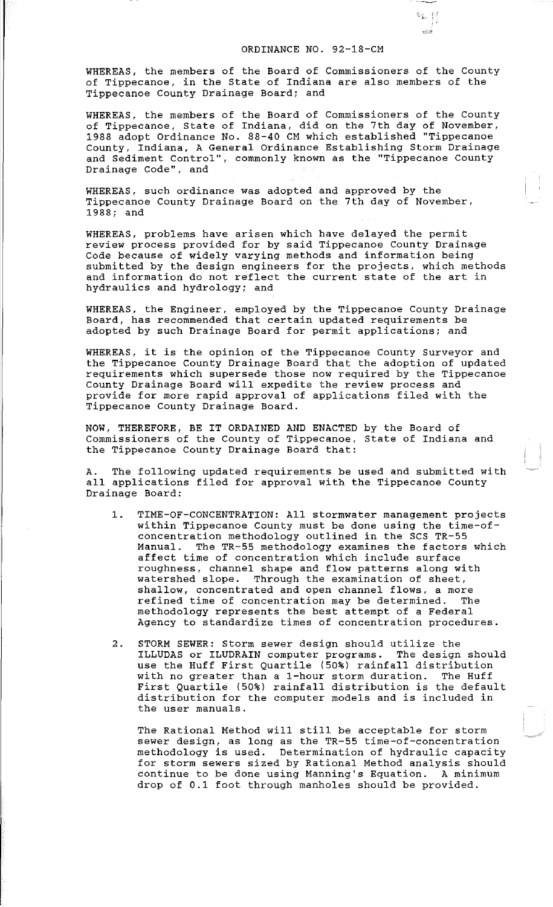# ORDINANCE NO. 92-18-CM

WHEREAS, the members of the Board of Commissioners of the County of Tippecanoe, in the State of Indiana are also members of the Tippecanoe County Drainage Board; and

WHEREAS, the members of the Board of Commissioners of the County of Tippecanoe, State of Indiana, did on the 7th day of November, 1988 adopt Ordinance No. 88-40 CM which established "Tippecanoe County, Indiana, A General Ordinance Establishing Storm Drainage and Sediment Control", commonly known as the "Tippecanoe County Drainage Code", and

WHEREAS, such ordinance was adopted and approved by the Tippecanoe County Drainage Board on the 7th day of November, 1988; and

WHEREAS, problems have arisen which have delayed the permit review process provided for by said Tippecanoe County Drainage Code because of widely varying methods and information being submitted by the design engineers for the projects, which methods and information do not reflect the current state of the art in hydraulics and hydrology; and

WHEREAS, the Engineer, employed by the Tippecanoe County Drainage Board, has recommended that certain updated requirements be adopted by such Drainage Board for permit applications; and

WHEREAS, it is the opinion of the Tippecanoe County Surveyor and the Tippecanoe County Drainage Board that the adoption of updated requirements which supersede those now required by the Tippecanoe County Drainage Board will expedite the review process and provide for more rapid approval of applications filed with the Tippecanoe County Drainage Board.

NOW, THEREFORE, BE IT ORDAINED AND ENACTED by the Board of Commissioners of the County of Tippecanoe, State of Indiana and the Tippecanoe County Drainage Board that:

A. The following updated requirements be used and submitted with all applications filed for approval with the Tippecanoe County Drainage Board:

1. TIME-OF-CONCENTRATION: All stormwater management projects within Tippecanoe County must be done using the time-of-concentration methodology outlined in the SCS TR-55 Manual. The TR-55 methodology examines the factors which affect time of concentration which include surface roughness, channel shape and flow patterns along with watershed slope. Through the examination of sheet, shallow, concentrated and open channel flows, a more refined time of concentration may be determined. The methodology represents the best attempt of a Federal Agency to standardize times of concentration procedures.

2. STORM SEWER: Storm sewer design should utilize the ILLUDAS or ILUDRAIN computer programs. The design should use the Huff First Quartile (50%) rainfall distribution with no greater than a 1-hour storm duration. The Huff First Quartile (50%) rainfall distribution is the default distribution for the computer models and is included in the user manuals.

   The Rational Method will still be acceptable for storm sewer design, as long as the TR-55 time-of-concentration methodology is used. Determination of hydraulic capacity for storm sewers sized by Rational Method analysis should continue to be done using Manning's Equation. A minimum drop of 0.1 foot through manholes should be provided.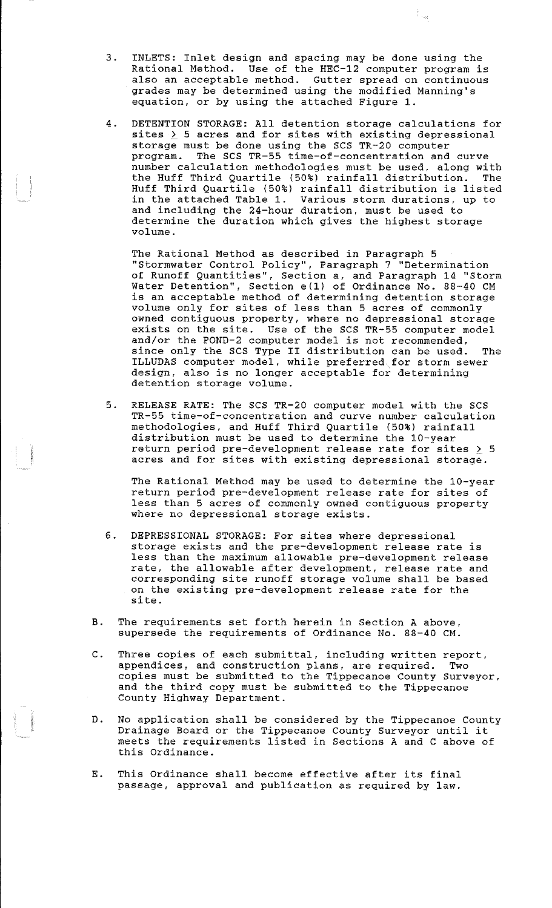3. INLETS: Inlet design and spacing may be done using the Rational Method. Use of the HEC-12 computer program is also an acceptable method. Gutter spread on continuous grades may be determined using the modified Manning's equation, or by using the attached Figure 1.

4. DETENTION STORAGE: All detention storage calculations for sites ≥ 5 acres and for sites with existing depressional storage must be done using the SCS TR-20 computer program. The SCS TR-55 time-of-concentration and curve number calculation methodologies must be used, along with the Huff Third Quartile (50%) rainfall distribution. The Huff Third Quartile (50%) rainfall distribution is listed in the attached Table 1. Various storm durations, up to and including the 24-hour duration, must be used to determine the duration which gives the highest storage volume.

   The Rational Method as described in Paragraph 5 "Stormwater Control Policy", Paragraph 7 "Determination of Runoff Quantities", Section a, and Paragraph 14 "Storm Water Detention", Section e(1) of Ordinance No. 88-40 CM is an acceptable method of determining detention storage volume only for sites of less than 5 acres of commonly owned contiguous property, where no depressional storage exists on the site. Use of the SCS TR-55 computer model and/or the POND-2 computer model is not recommended, since only the SCS Type II distribution can be used. The ILLUDAS computer model, while preferred for storm sewer design, also is no longer acceptable for determining detention storage volume.

5. RELEASE RATE: The SCS TR-20 computer model with the SCS TR-55 time-of-concentration and curve number calculation methodologies, and Huff Third Quartile (50%) rainfall distribution must be used to determine the 10-year return period pre-development release rate for sites ≥ 5 acres and for sites with existing depressional storage.

   The Rational Method may be used to determine the 10-year return period pre-development release rate for sites of less than 5 acres of commonly owned contiguous property where no depressional storage exists.

6. DEPRESSIONAL STORAGE: For sites where depressional storage exists and the pre-development release rate is less than the maximum allowable pre-development release rate, the allowable after development, release rate and corresponding site runoff storage volume shall be based on the existing pre-development release rate for the site.

B. The requirements set forth herein in Section A above, supersede the requirements of Ordinance No. 88-40 CM.

C. Three copies of each submittal, including written report, appendices, and construction plans, are required. Two copies must be submitted to the Tippecanoe County Surveyor, and the third copy must be submitted to the Tippecanoe County Highway Department.

D. No application shall be considered by the Tippecanoe County Drainage Board or the Tippecanoe County Surveyor until it meets the requirements listed in Sections A and C above of this Ordinance.

E. This Ordinance shall become effective after its final passage, approval and publication as required by law.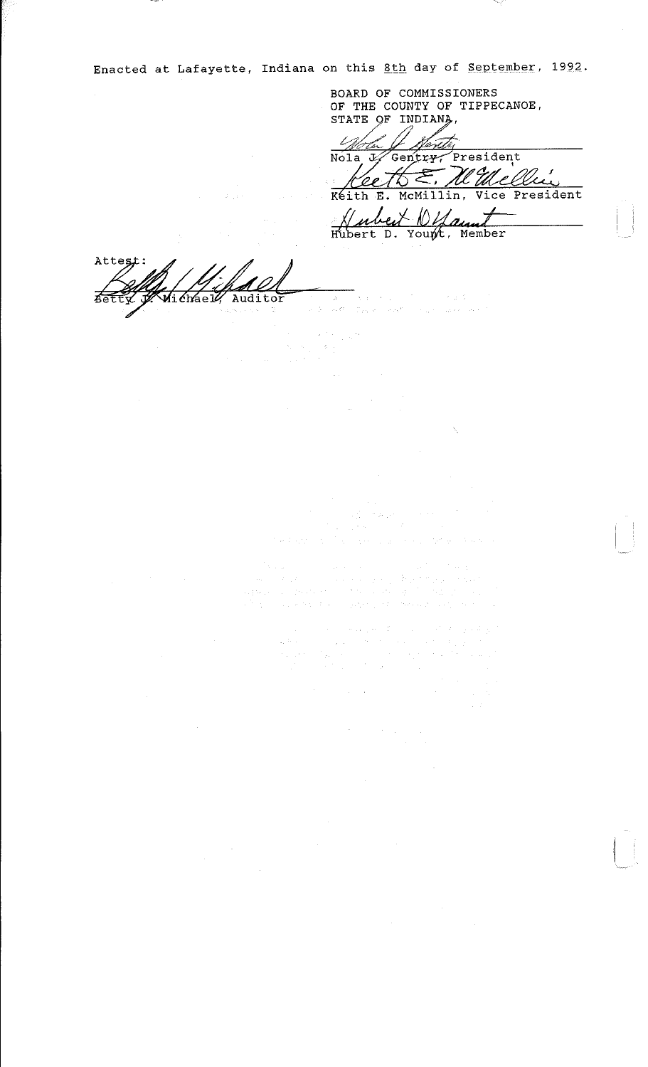Enacted at Lafayette, Indiana on this 8th day of September, 1992.

BOARD OF COMMISSIONERS
OF THE COUNTY OF TIPPECANOE,
STATE OF INDIANA,

Nola J. Gentry, President

Keith E. McMillin, Vice President

Hubert D. Yount, Member

Attest:

Betty J. Michael, Auditor